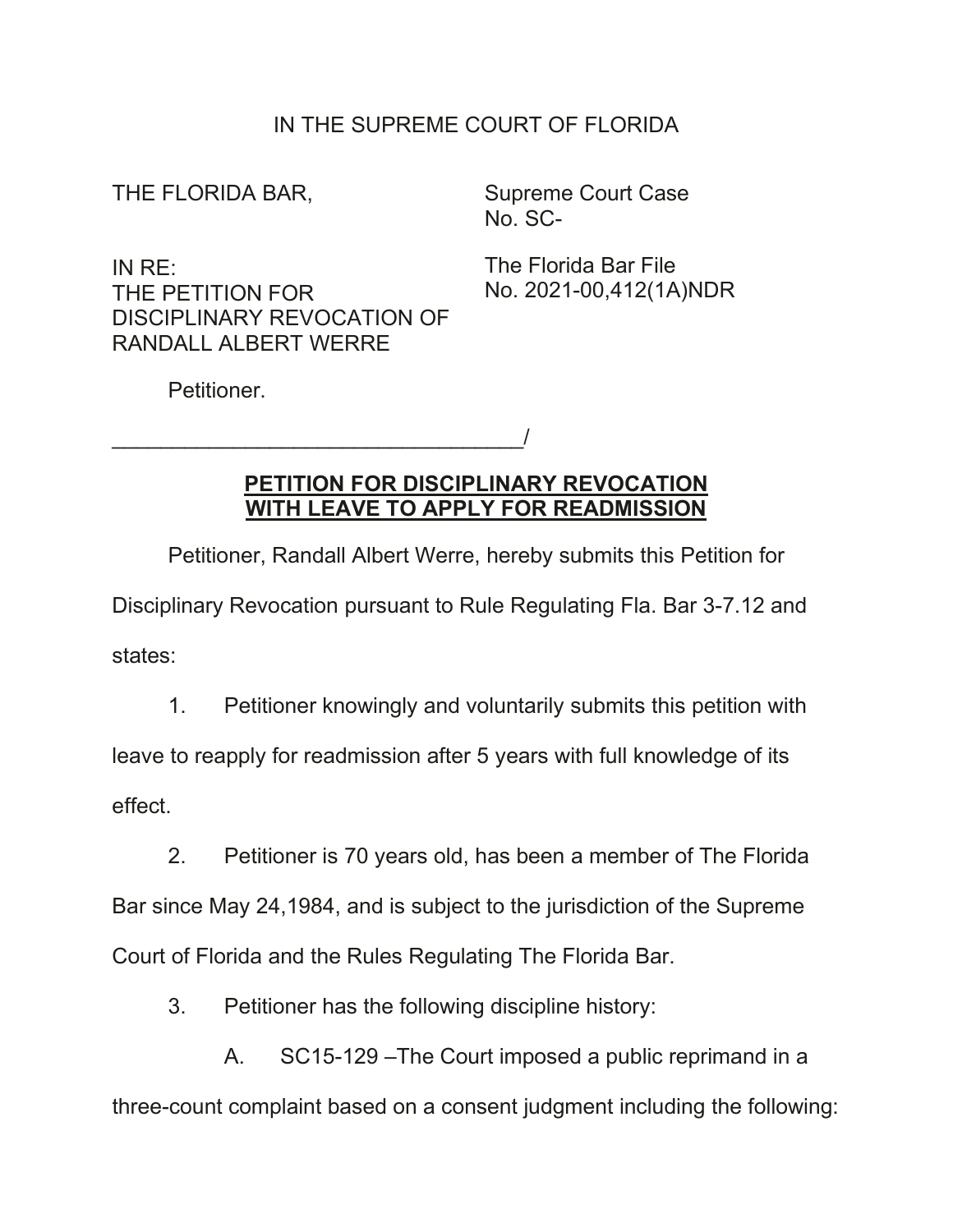IN THE SUPREME COURT OF FLORIDA

THE FLORIDA BAR,

IN RE:
THE PETITION FOR
DISCIPLINARY REVOCATION OF
RANDALL ALBERT WERRE

Petitioner.

Supreme Court Case
No. SC-

The Florida Bar File
No. 2021-00,412(1A)NDR

___________________________________/

**PETITION FOR DISCIPLINARY REVOCATION WITH LEAVE TO APPLY FOR READMISSION**

Petitioner, Randall Albert Werre, hereby submits this Petition for Disciplinary Revocation pursuant to Rule Regulating Fla. Bar 3-7.12 and states:

1. Petitioner knowingly and voluntarily submits this petition with leave to reapply for readmission after 5 years with full knowledge of its effect.

2. Petitioner is 70 years old, has been a member of The Florida Bar since May 24,1984, and is subject to the jurisdiction of the Supreme Court of Florida and the Rules Regulating The Florida Bar.

3. Petitioner has the following discipline history:

A. SC15-129 –The Court imposed a public reprimand in a three-count complaint based on a consent judgment including the following: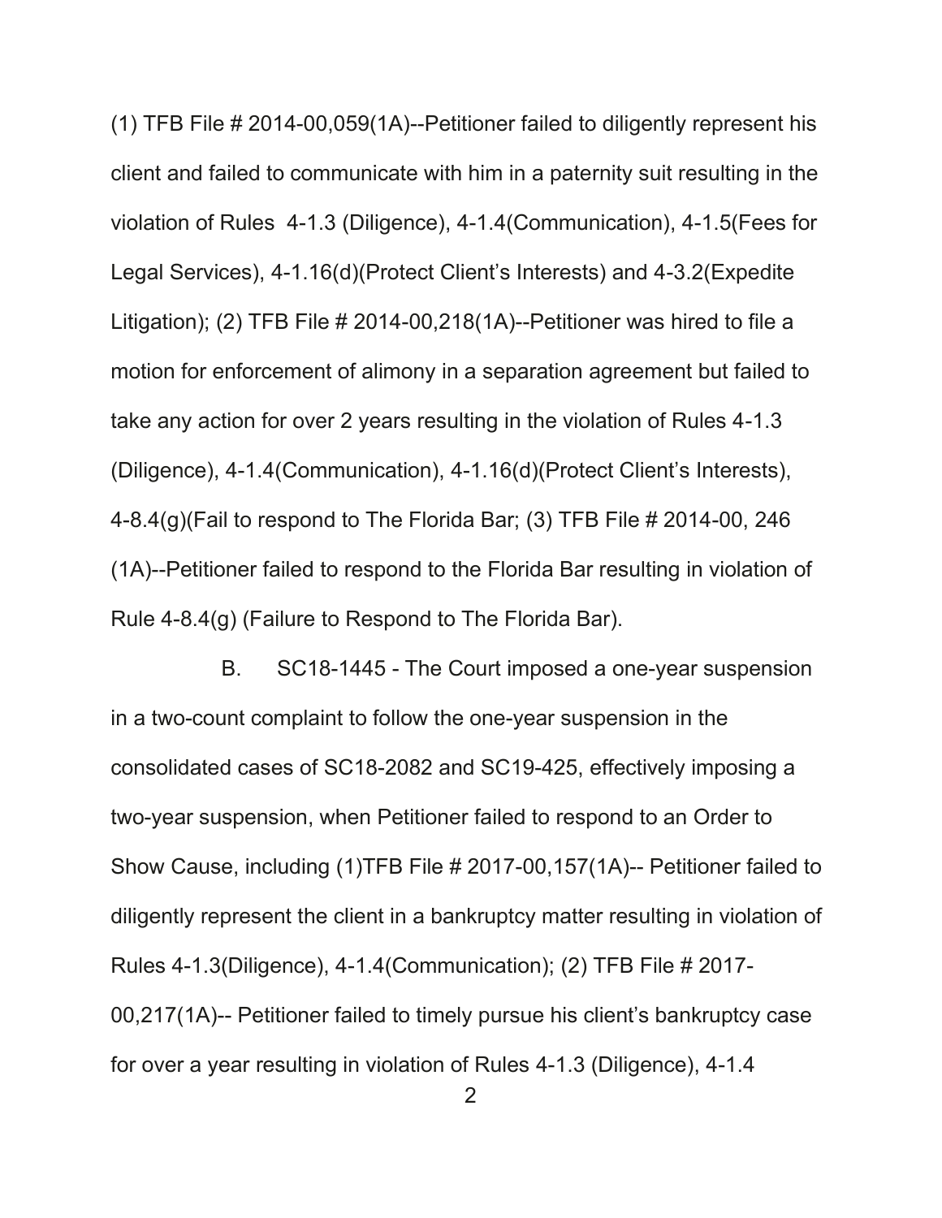(1) TFB File # 2014-00,059(1A)--Petitioner failed to diligently represent his client and failed to communicate with him in a paternity suit resulting in the violation of Rules 4-1.3 (Diligence), 4-1.4(Communication), 4-1.5(Fees for Legal Services), 4-1.16(d)(Protect Client's Interests) and 4-3.2(Expedite Litigation); (2) TFB File # 2014-00,218(1A)--Petitioner was hired to file a motion for enforcement of alimony in a separation agreement but failed to take any action for over 2 years resulting in the violation of Rules 4-1.3 (Diligence), 4-1.4(Communication), 4-1.16(d)(Protect Client's Interests), 4-8.4(g)(Fail to respond to The Florida Bar; (3) TFB File # 2014-00, 246 (1A)--Petitioner failed to respond to the Florida Bar resulting in violation of Rule 4-8.4(g) (Failure to Respond to The Florida Bar).

B. SC18-1445 - The Court imposed a one-year suspension in a two-count complaint to follow the one-year suspension in the consolidated cases of SC18-2082 and SC19-425, effectively imposing a two-year suspension, when Petitioner failed to respond to an Order to Show Cause, including (1)TFB File # 2017-00,157(1A)-- Petitioner failed to diligently represent the client in a bankruptcy matter resulting in violation of Rules 4-1.3(Diligence), 4-1.4(Communication); (2) TFB File # 2017-00,217(1A)-- Petitioner failed to timely pursue his client's bankruptcy case for over a year resulting in violation of Rules 4-1.3 (Diligence), 4-1.4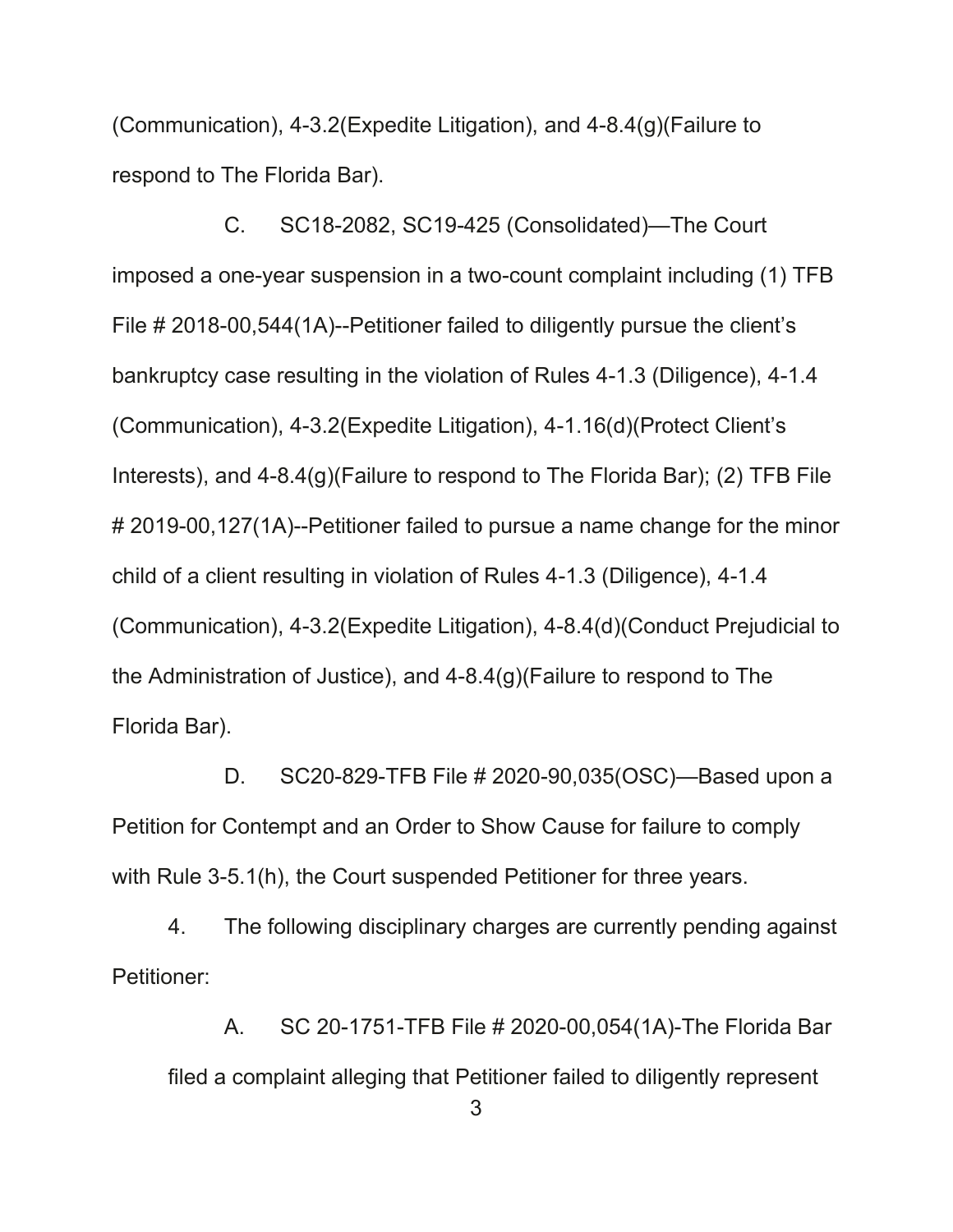(Communication), 4-3.2(Expedite Litigation), and 4-8.4(g)(Failure to respond to The Florida Bar).

C. SC18-2082, SC19-425 (Consolidated)—The Court imposed a one-year suspension in a two-count complaint including (1) TFB File # 2018-00,544(1A)--Petitioner failed to diligently pursue the client's bankruptcy case resulting in the violation of Rules 4-1.3 (Diligence), 4-1.4 (Communication), 4-3.2(Expedite Litigation), 4-1.16(d)(Protect Client's Interests), and 4-8.4(g)(Failure to respond to The Florida Bar); (2) TFB File # 2019-00,127(1A)--Petitioner failed to pursue a name change for the minor child of a client resulting in violation of Rules 4-1.3 (Diligence), 4-1.4 (Communication), 4-3.2(Expedite Litigation), 4-8.4(d)(Conduct Prejudicial to the Administration of Justice), and 4-8.4(g)(Failure to respond to The Florida Bar).

D. SC20-829-TFB File # 2020-90,035(OSC)—Based upon a Petition for Contempt and an Order to Show Cause for failure to comply with Rule 3-5.1(h), the Court suspended Petitioner for three years.

4. The following disciplinary charges are currently pending against Petitioner:

A. SC 20-1751-TFB File # 2020-00,054(1A)-The Florida Bar filed a complaint alleging that Petitioner failed to diligently represent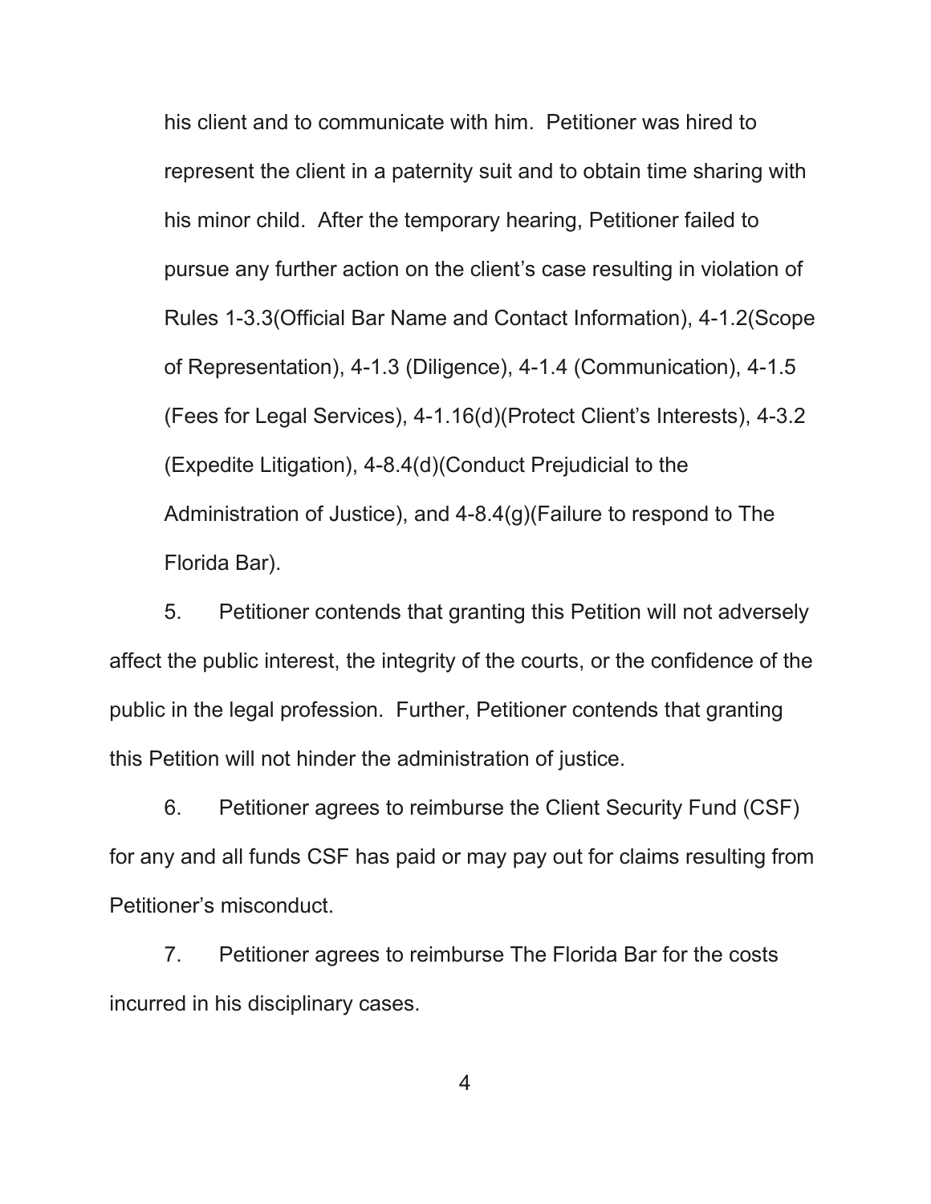his client and to communicate with him. Petitioner was hired to represent the client in a paternity suit and to obtain time sharing with his minor child. After the temporary hearing, Petitioner failed to pursue any further action on the client's case resulting in violation of Rules 1-3.3(Official Bar Name and Contact Information), 4-1.2(Scope of Representation), 4-1.3 (Diligence), 4-1.4 (Communication), 4-1.5 (Fees for Legal Services), 4-1.16(d)(Protect Client's Interests), 4-3.2 (Expedite Litigation), 4-8.4(d)(Conduct Prejudicial to the Administration of Justice), and 4-8.4(g)(Failure to respond to The Florida Bar).

5. Petitioner contends that granting this Petition will not adversely affect the public interest, the integrity of the courts, or the confidence of the public in the legal profession. Further, Petitioner contends that granting this Petition will not hinder the administration of justice.

6. Petitioner agrees to reimburse the Client Security Fund (CSF) for any and all funds CSF has paid or may pay out for claims resulting from Petitioner's misconduct.

7. Petitioner agrees to reimburse The Florida Bar for the costs incurred in his disciplinary cases.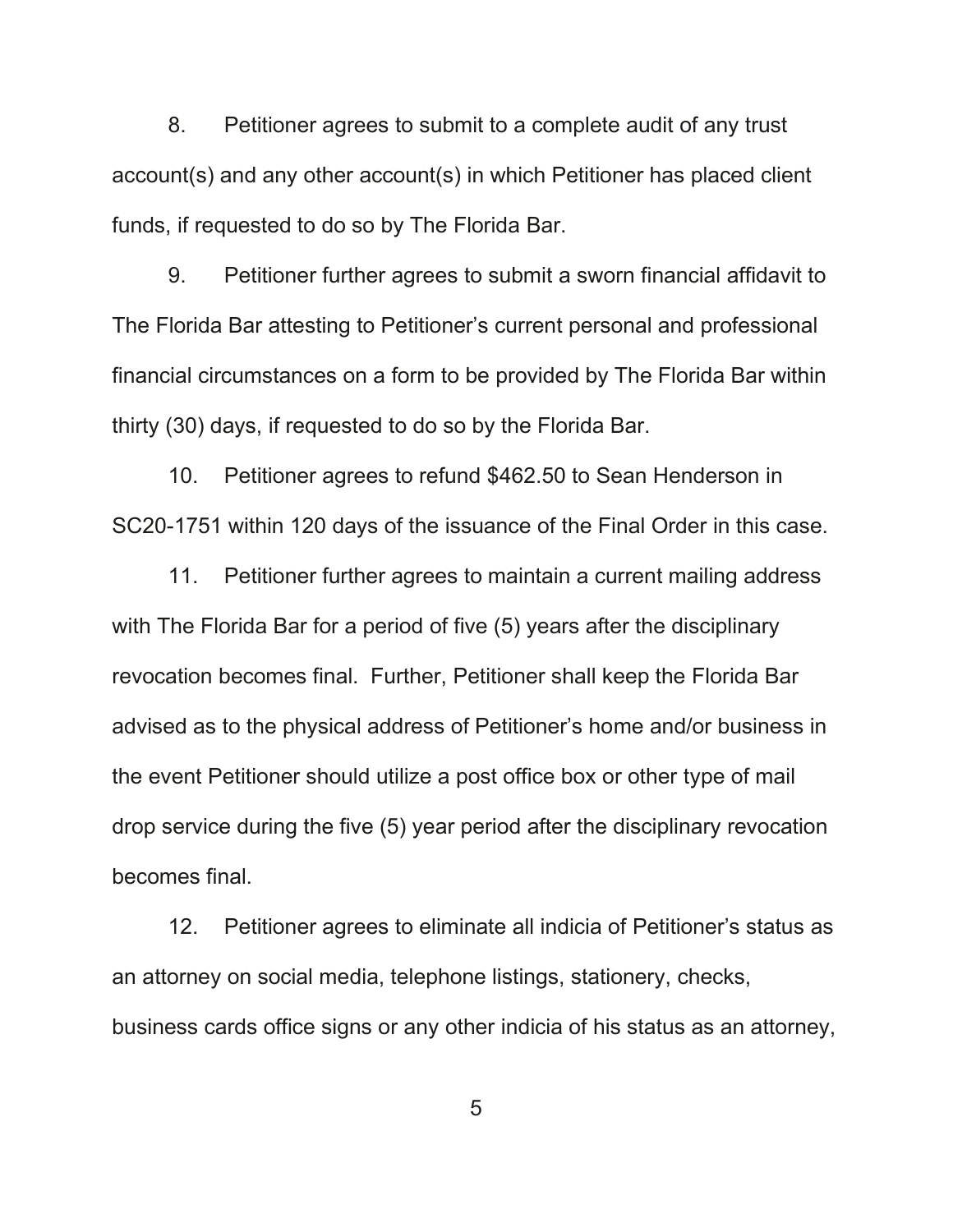8. Petitioner agrees to submit to a complete audit of any trust account(s) and any other account(s) in which Petitioner has placed client funds, if requested to do so by The Florida Bar.

9. Petitioner further agrees to submit a sworn financial affidavit to The Florida Bar attesting to Petitioner's current personal and professional financial circumstances on a form to be provided by The Florida Bar within thirty (30) days, if requested to do so by the Florida Bar.

10. Petitioner agrees to refund $462.50 to Sean Henderson in SC20-1751 within 120 days of the issuance of the Final Order in this case.

11. Petitioner further agrees to maintain a current mailing address with The Florida Bar for a period of five (5) years after the disciplinary revocation becomes final. Further, Petitioner shall keep the Florida Bar advised as to the physical address of Petitioner's home and/or business in the event Petitioner should utilize a post office box or other type of mail drop service during the five (5) year period after the disciplinary revocation becomes final.

12. Petitioner agrees to eliminate all indicia of Petitioner's status as an attorney on social media, telephone listings, stationery, checks, business cards office signs or any other indicia of his status as an attorney,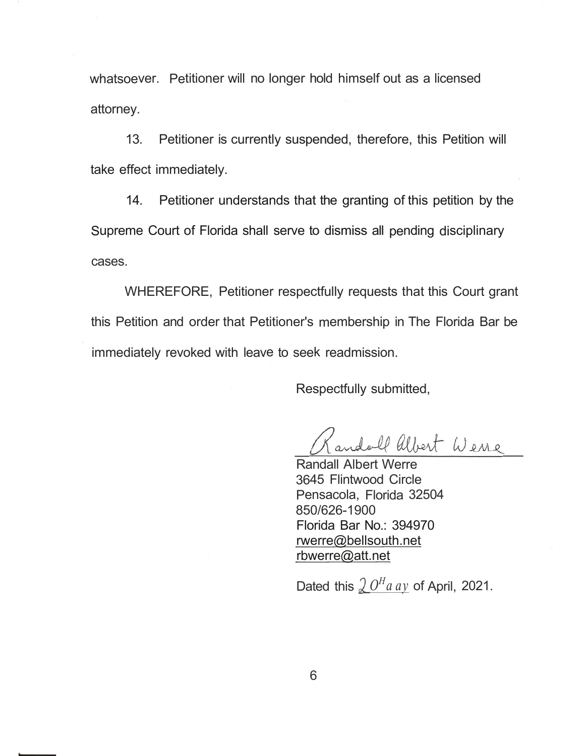whatsoever. Petitioner will no longer hold himself out as a licensed attorney.

13. Petitioner is currently suspended, therefore, this Petition will take effect immediately.

14. Petitioner understands that the granting of this petition by the Supreme Court of Florida shall serve to dismiss all pending disciplinary cases.

WHEREFORE, Petitioner respectfully requests that this Court grant this Petition and order that Petitioner's membership in The Florida Bar be immediately revoked with leave to seek readmission.

Respectfully submitted,

Randall Albert Werre

Randall Albert Werre
3645 Flintwood Circle
Pensacola, Florida 32504
850/626-1900
Florida Bar No.: 394970
rwerre@bellsouth.net
rbwerre@att.net

Dated this 20th day of April, 2021.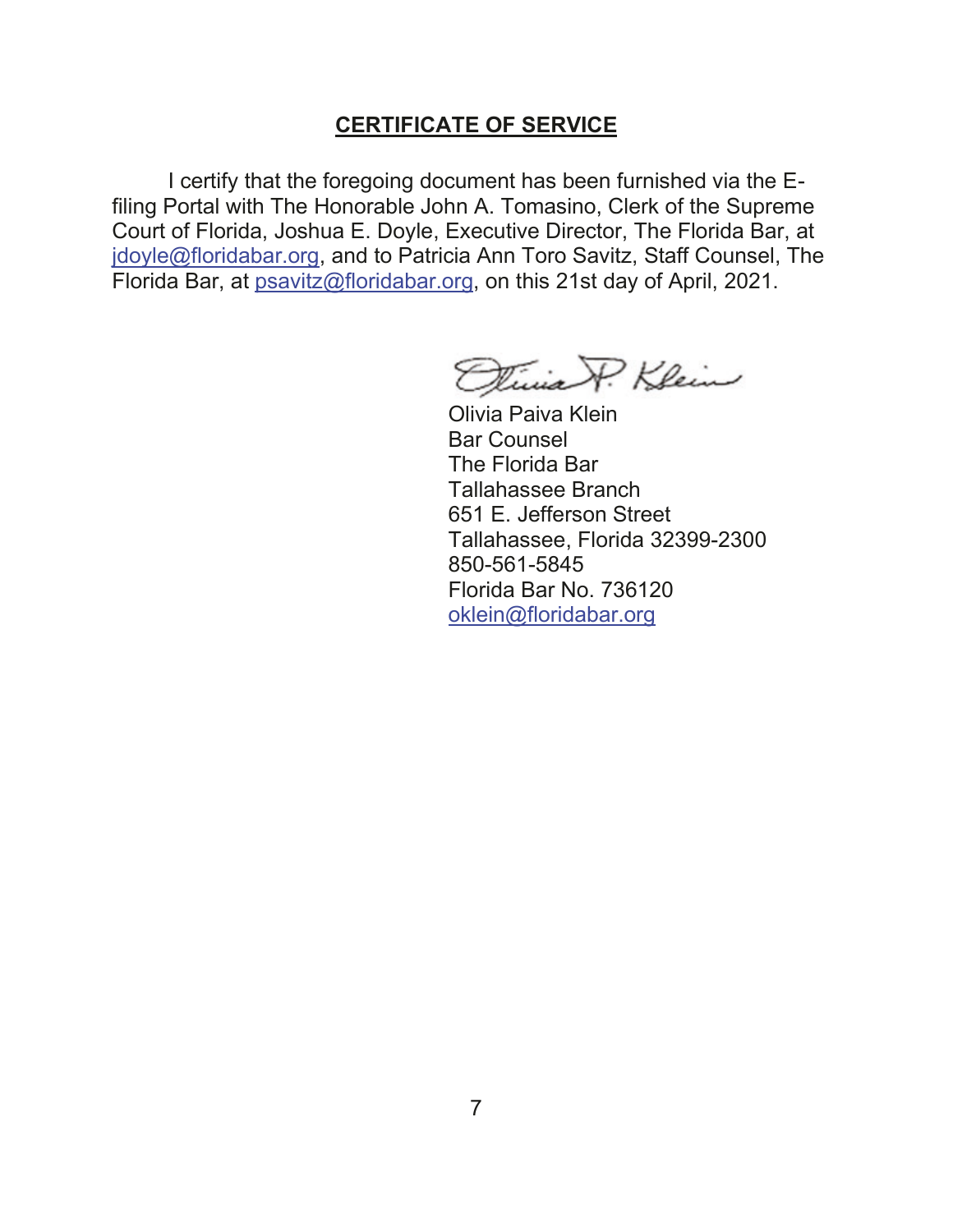## CERTIFICATE OF SERVICE

I certify that the foregoing document has been furnished via the E-filing Portal with The Honorable John A. Tomasino, Clerk of the Supreme Court of Florida, Joshua E. Doyle, Executive Director, The Florida Bar, at jdoyle@floridabar.org, and to Patricia Ann Toro Savitz, Staff Counsel, The Florida Bar, at psavitz@floridabar.org, on this 21st day of April, 2021.

Olivia Paiva Klein
Bar Counsel
The Florida Bar
Tallahassee Branch
651 E. Jefferson Street
Tallahassee, Florida 32399-2300
850-561-5845
Florida Bar No. 736120
oklein@floridabar.org